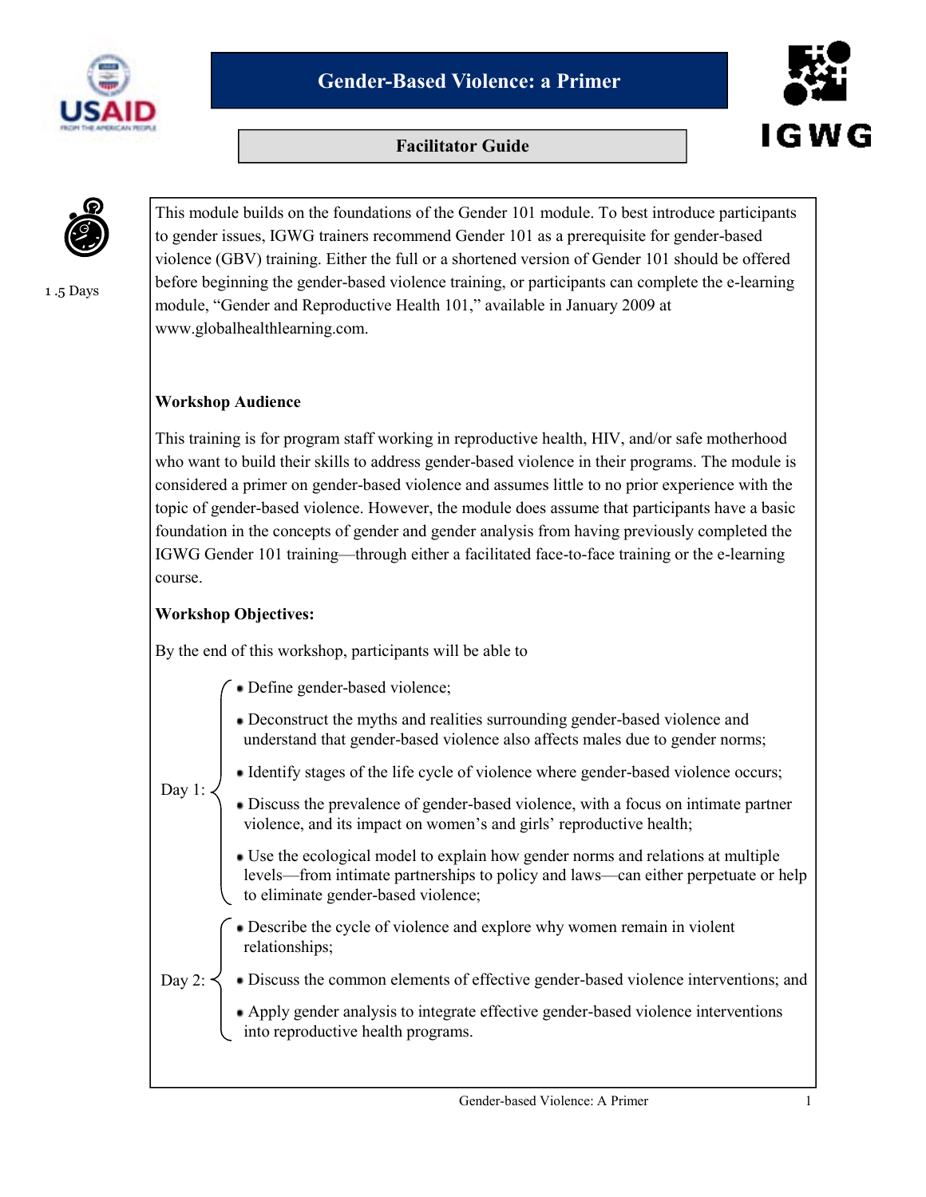# Gender-Based Violence: a Primer

## Facilitator Guide

1 .5 Days

This module builds on the foundations of the Gender 101 module. To best introduce participants to gender issues, IGWG trainers recommend Gender 101 as a prerequisite for gender-based violence (GBV) training. Either the full or a shortened version of Gender 101 should be offered before beginning the gender-based violence training, or participants can complete the e-learning module, "Gender and Reproductive Health 101," available in January 2009 at www.globalhealthlearning.com.

**Workshop Audience**

This training is for program staff working in reproductive health, HIV, and/or safe motherhood who want to build their skills to address gender-based violence in their programs. The module is considered a primer on gender-based violence and assumes little to no prior experience with the topic of gender-based violence. However, the module does assume that participants have a basic foundation in the concepts of gender and gender analysis from having previously completed the IGWG Gender 101 training—through either a facilitated face-to-face training or the e-learning course.

**Workshop Objectives:**

By the end of this workshop, participants will be able to

Day 1:

- Define gender-based violence;
- Deconstruct the myths and realities surrounding gender-based violence and understand that gender-based violence also affects males due to gender norms;
- Identify stages of the life cycle of violence where gender-based violence occurs;
- Discuss the prevalence of gender-based violence, with a focus on intimate partner violence, and its impact on women's and girls' reproductive health;
- Use the ecological model to explain how gender norms and relations at multiple levels—from intimate partnerships to policy and laws—can either perpetuate or help to eliminate gender-based violence;

Day 2:

- Describe the cycle of violence and explore why women remain in violent relationships;
- Discuss the common elements of effective gender-based violence interventions; and
- Apply gender analysis to integrate effective gender-based violence interventions into reproductive health programs.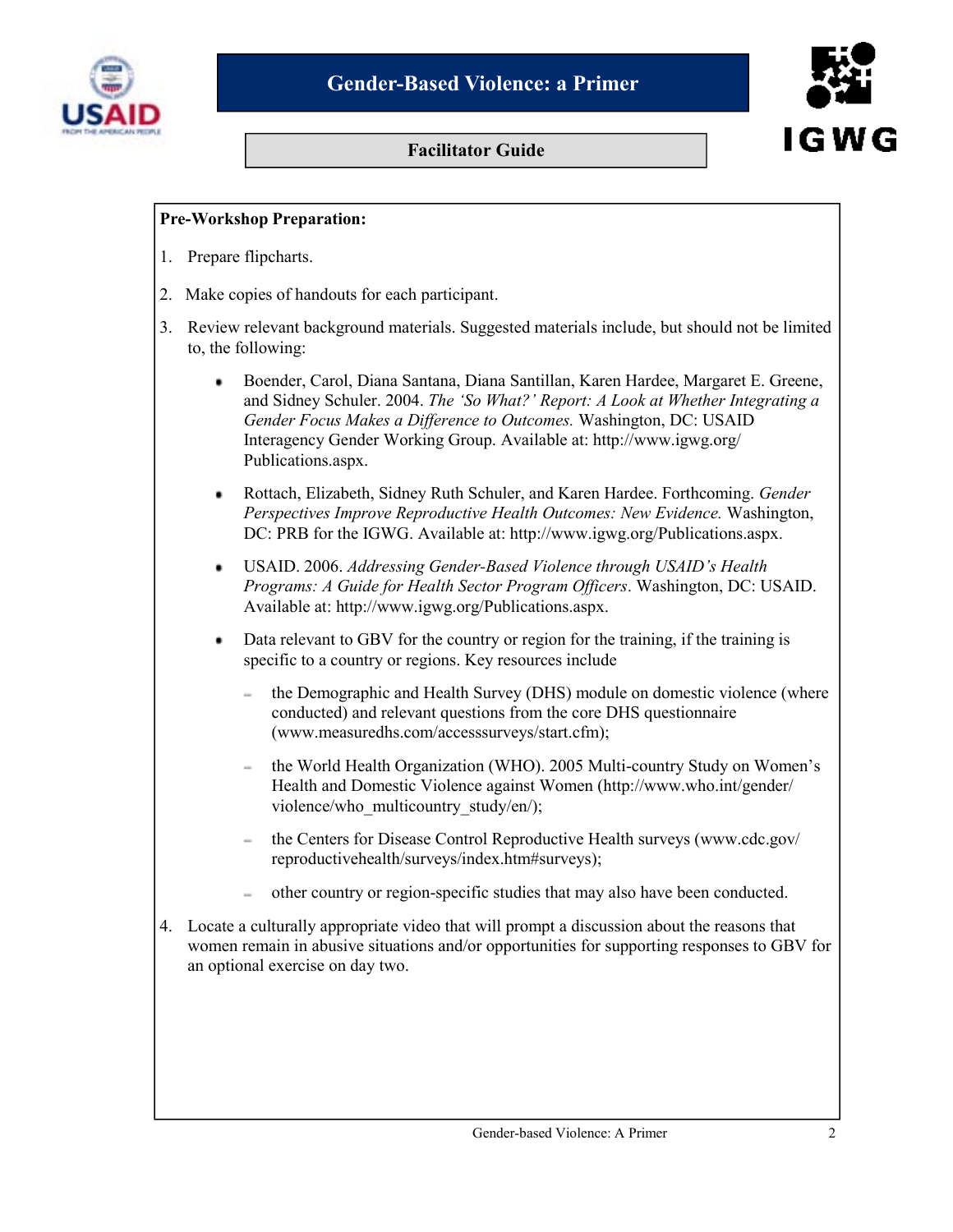**Pre-Workshop Preparation:**

1. Prepare flipcharts.
2. Make copies of handouts for each participant.
3. Review relevant background materials. Suggested materials include, but should not be limited to, the following:
   - Boender, Carol, Diana Santana, Diana Santillan, Karen Hardee, Margaret E. Greene, and Sidney Schuler. 2004. *The 'So What?' Report: A Look at Whether Integrating a Gender Focus Makes a Difference to Outcomes.* Washington, DC: USAID Interagency Gender Working Group. Available at: http://www.igwg.org/Publications.aspx.
   - Rottach, Elizabeth, Sidney Ruth Schuler, and Karen Hardee. Forthcoming. *Gender Perspectives Improve Reproductive Health Outcomes: New Evidence.* Washington, DC: PRB for the IGWG. Available at: http://www.igwg.org/Publications.aspx.
   - USAID. 2006. *Addressing Gender-Based Violence through USAID's Health Programs: A Guide for Health Sector Program Officers*. Washington, DC: USAID. Available at: http://www.igwg.org/Publications.aspx.
   - Data relevant to GBV for the country or region for the training, if the training is specific to a country or regions. Key resources include
     - the Demographic and Health Survey (DHS) module on domestic violence (where conducted) and relevant questions from the core DHS questionnaire (www.measuredhs.com/accesssurveys/start.cfm);
     - the World Health Organization (WHO). 2005 Multi-country Study on Women's Health and Domestic Violence against Women (http://www.who.int/gender/violence/who_multicountry_study/en/);
     - the Centers for Disease Control Reproductive Health surveys (www.cdc.gov/reproductivehealth/surveys/index.htm#surveys);
     - other country or region-specific studies that may also have been conducted.
4. Locate a culturally appropriate video that will prompt a discussion about the reasons that women remain in abusive situations and/or opportunities for supporting responses to GBV for an optional exercise on day two.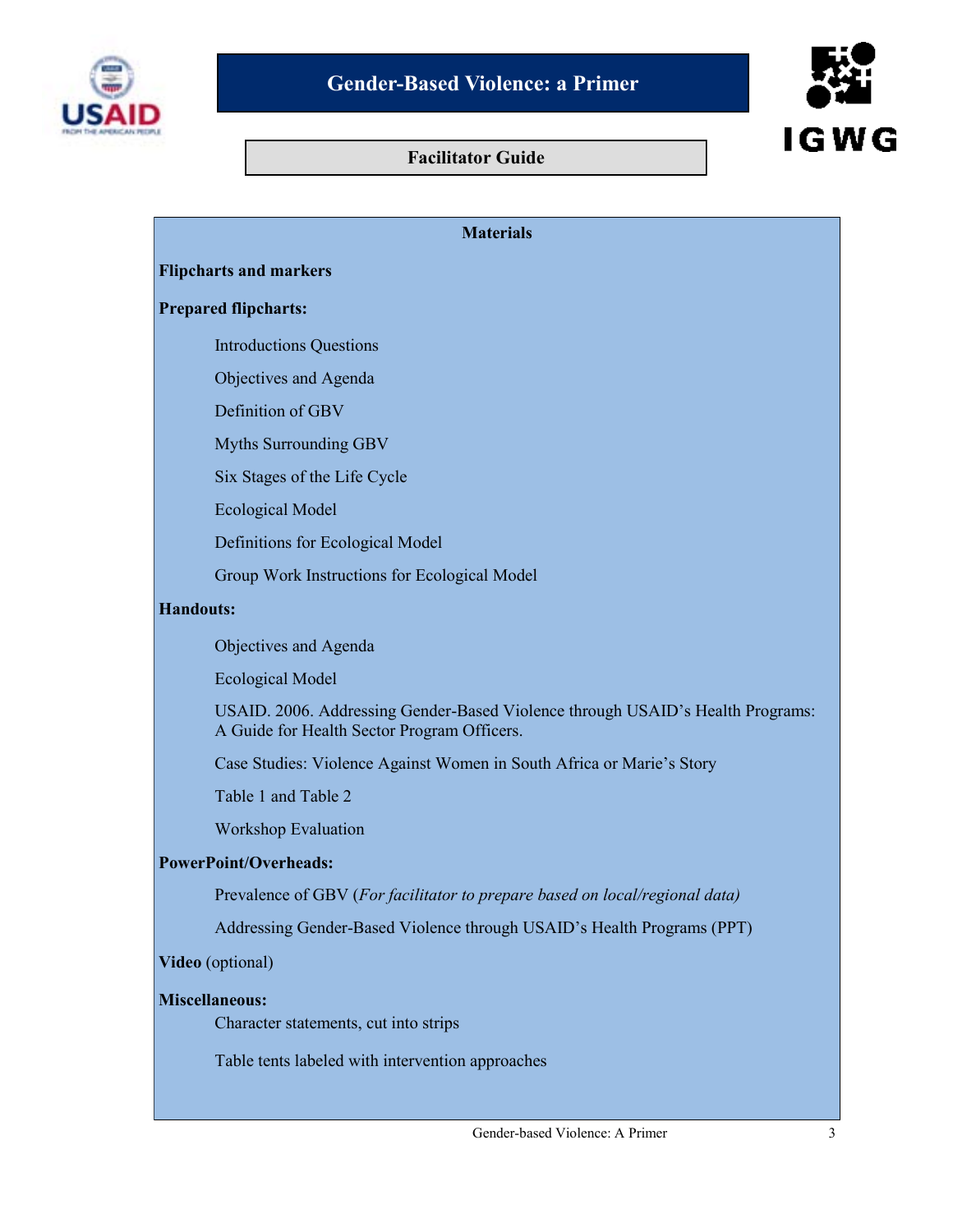# Gender-Based Violence: a Primer

## Facilitator Guide

### Materials

**Flipcharts and markers**

**Prepared flipcharts:**

- Introductions Questions
- Objectives and Agenda
- Definition of GBV
- Myths Surrounding GBV
- Six Stages of the Life Cycle
- Ecological Model
- Definitions for Ecological Model
- Group Work Instructions for Ecological Model

**Handouts:**

- Objectives and Agenda
- Ecological Model
- USAID. 2006. Addressing Gender-Based Violence through USAID's Health Programs: A Guide for Health Sector Program Officers.
- Case Studies: Violence Against Women in South Africa or Marie's Story
- Table 1 and Table 2
- Workshop Evaluation

**PowerPoint/Overheads:**

- Prevalence of GBV (*For facilitator to prepare based on local/regional data)*
- Addressing Gender-Based Violence through USAID's Health Programs (PPT)

**Video** (optional)

**Miscellaneous:**

- Character statements, cut into strips
- Table tents labeled with intervention approaches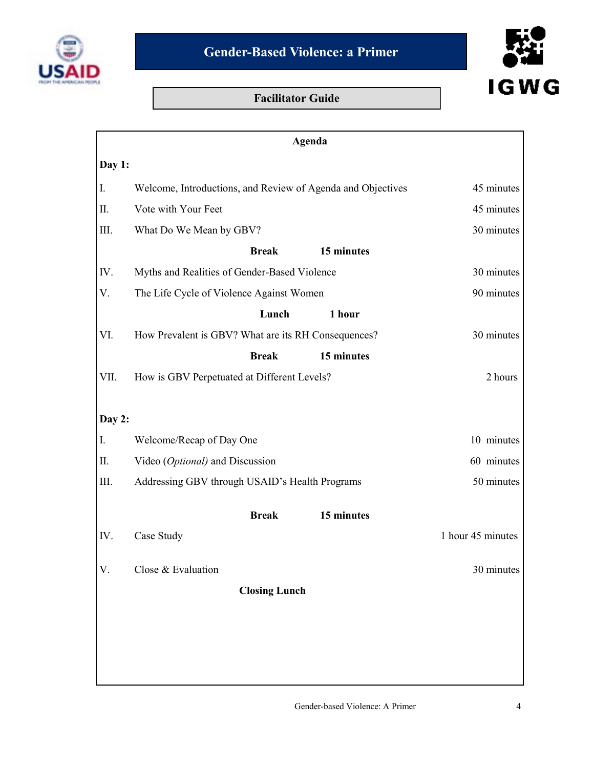**Gender-Based Violence: a Primer**

**Facilitator Guide**

## Agenda

**Day 1:**

| | | |
|---|---|---|
| I. | Welcome, Introductions, and Review of Agenda and Objectives | 45 minutes |
| II. | Vote with Your Feet | 45 minutes |
| III. | What Do We Mean by GBV? | 30 minutes |
| | **Break 15 minutes** | |
| IV. | Myths and Realities of Gender-Based Violence | 30 minutes |
| V. | The Life Cycle of Violence Against Women | 90 minutes |
| | **Lunch 1 hour** | |
| VI. | How Prevalent is GBV? What are its RH Consequences? | 30 minutes |
| | **Break 15 minutes** | |
| VII. | How is GBV Perpetuated at Different Levels? | 2 hours |

**Day 2:**

| | | |
|---|---|---|
| I. | Welcome/Recap of Day One | 10 minutes |
| II. | Video (*Optional)* and Discussion | 60 minutes |
| III. | Addressing GBV through USAID's Health Programs | 50 minutes |
| | **Break 15 minutes** | |
| IV. | Case Study | 1 hour 45 minutes |
| V. | Close & Evaluation | 30 minutes |
| | **Closing Lunch** | |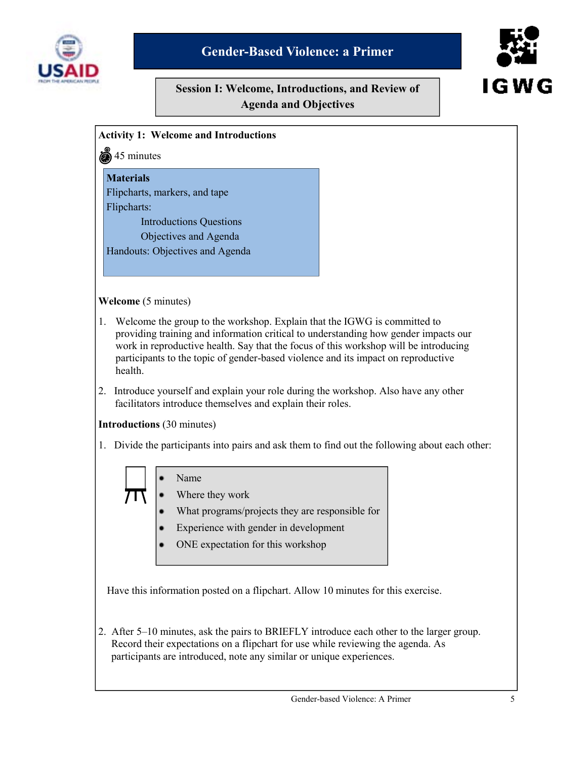# Gender-Based Violence: a Primer

## Session I: Welcome, Introductions, and Review of Agenda and Objectives

### Activity 1: Welcome and Introductions

45 minutes

**Materials**
Flipcharts, markers, and tape
Flipcharts:
- Introductions Questions
- Objectives and Agenda

Handouts: Objectives and Agenda

**Welcome** (5 minutes)

1. Welcome the group to the workshop. Explain that the IGWG is committed to providing training and information critical to understanding how gender impacts our work in reproductive health. Say that the focus of this workshop will be introducing participants to the topic of gender-based violence and its impact on reproductive health.

2. Introduce yourself and explain your role during the workshop. Also have any other facilitators introduce themselves and explain their roles.

**Introductions** (30 minutes)

1. Divide the participants into pairs and ask them to find out the following about each other:

   - Name
   - Where they work
   - What programs/projects they are responsible for
   - Experience with gender in development
   - ONE expectation for this workshop

   Have this information posted on a flipchart. Allow 10 minutes for this exercise.

2. After 5–10 minutes, ask the pairs to BRIEFLY introduce each other to the larger group. Record their expectations on a flipchart for use while reviewing the agenda. As participants are introduced, note any similar or unique experiences.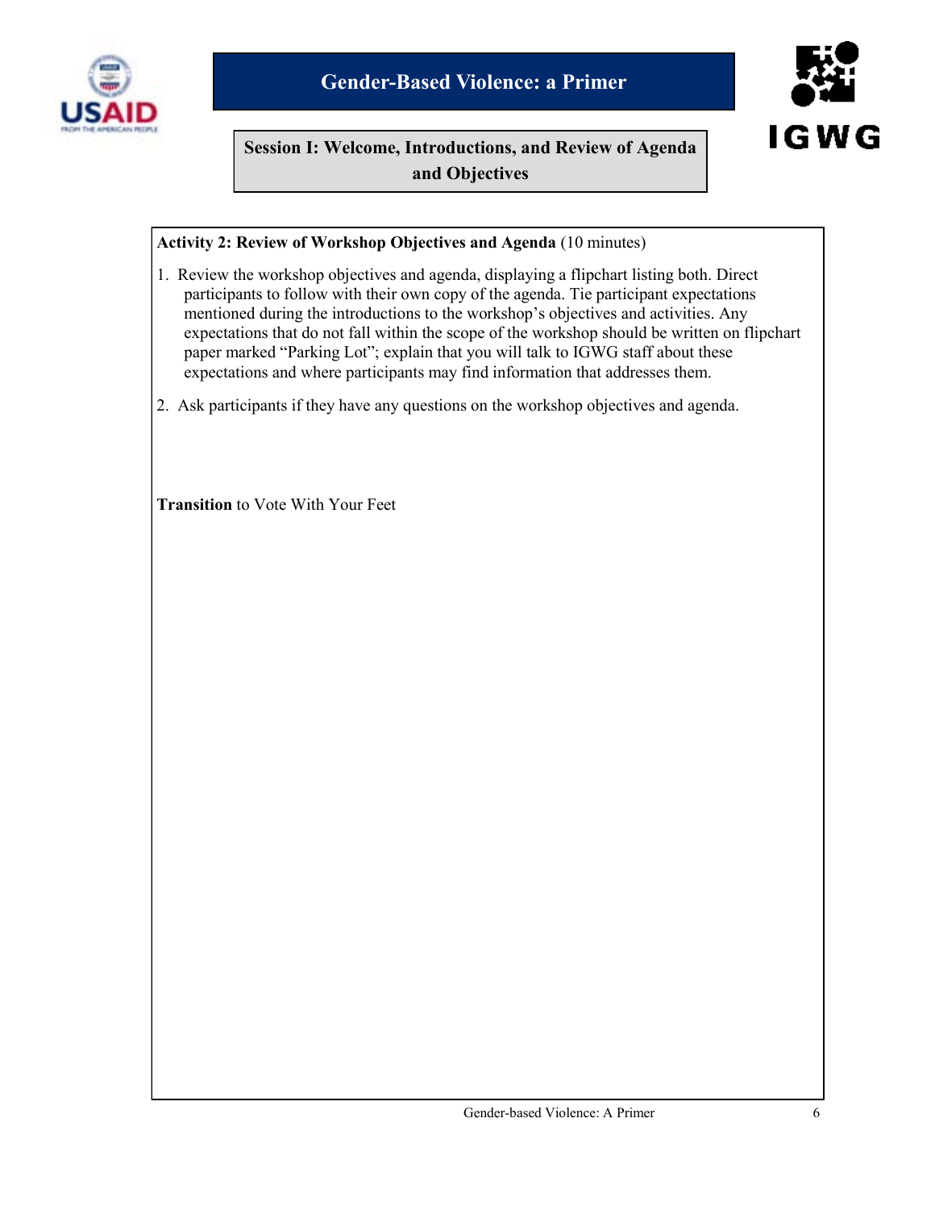# Gender-Based Violence: a Primer

## Session I: Welcome, Introductions, and Review of Agenda and Objectives

**Activity 2: Review of Workshop Objectives and Agenda** (10 minutes)

1. Review the workshop objectives and agenda, displaying a flipchart listing both. Direct participants to follow with their own copy of the agenda. Tie participant expectations mentioned during the introductions to the workshop's objectives and activities. Any expectations that do not fall within the scope of the workshop should be written on flipchart paper marked "Parking Lot"; explain that you will talk to IGWG staff about these expectations and where participants may find information that addresses them.

2. Ask participants if they have any questions on the workshop objectives and agenda.

**Transition** to Vote With Your Feet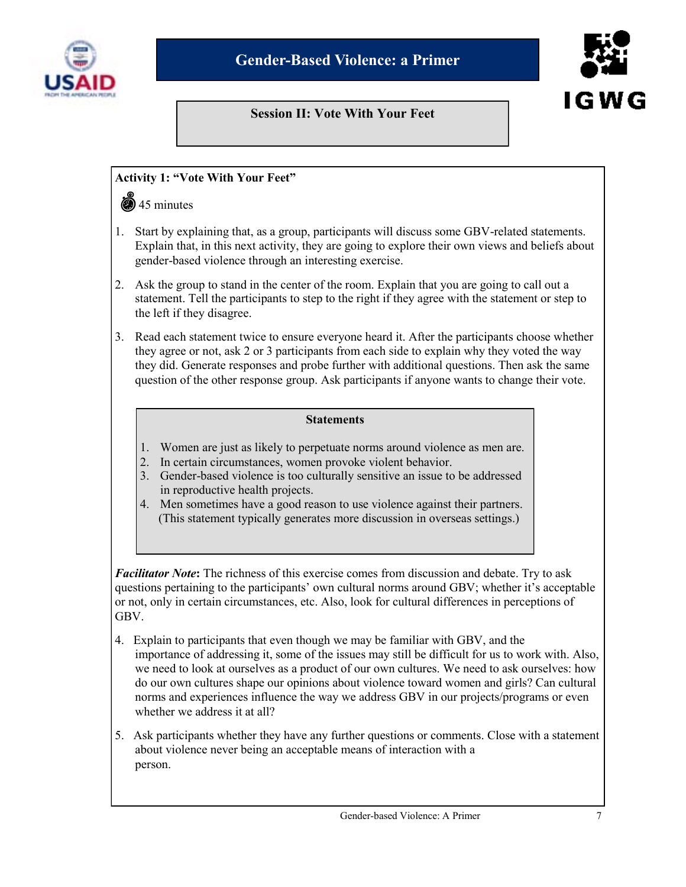# Gender-Based Violence: a Primer

## Session II: Vote With Your Feet

### Activity 1: "Vote With Your Feet"

45 minutes

1. Start by explaining that, as a group, participants will discuss some GBV-related statements. Explain that, in this next activity, they are going to explore their own views and beliefs about gender-based violence through an interesting exercise.
2. Ask the group to stand in the center of the room. Explain that you are going to call out a statement. Tell the participants to step to the right if they agree with the statement or step to the left if they disagree.
3. Read each statement twice to ensure everyone heard it. After the participants choose whether they agree or not, ask 2 or 3 participants from each side to explain why they voted the way they did. Generate responses and probe further with additional questions. Then ask the same question of the other response group. Ask participants if anyone wants to change their vote.

**Statements**

1. Women are just as likely to perpetuate norms around violence as men are.
2. In certain circumstances, women provoke violent behavior.
3. Gender-based violence is too culturally sensitive an issue to be addressed in reproductive health projects.
4. Men sometimes have a good reason to use violence against their partners. (This statement typically generates more discussion in overseas settings.)

***Facilitator Note*****:** The richness of this exercise comes from discussion and debate. Try to ask questions pertaining to the participants' own cultural norms around GBV; whether it's acceptable or not, only in certain circumstances, etc. Also, look for cultural differences in perceptions of GBV.

4. Explain to participants that even though we may be familiar with GBV, and the importance of addressing it, some of the issues may still be difficult for us to work with. Also, we need to look at ourselves as a product of our own cultures. We need to ask ourselves: how do our own cultures shape our opinions about violence toward women and girls? Can cultural norms and experiences influence the way we address GBV in our projects/programs or even whether we address it at all?
5. Ask participants whether they have any further questions or comments. Close with a statement about violence never being an acceptable means of interaction with a person.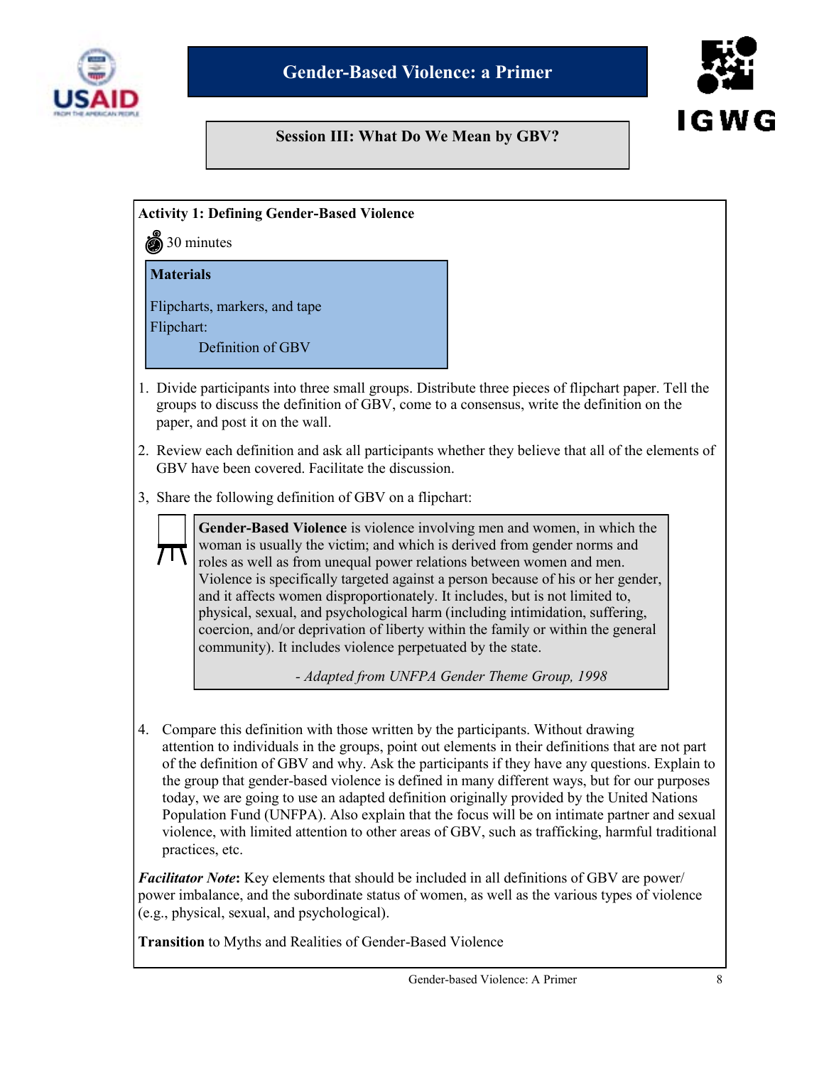# Gender-Based Violence: a Primer

## Session III: What Do We Mean by GBV?

### Activity 1: Defining Gender-Based Violence

30 minutes

**Materials**

Flipcharts, markers, and tape
Flipchart:
Definition of GBV

1. Divide participants into three small groups. Distribute three pieces of flipchart paper. Tell the groups to discuss the definition of GBV, come to a consensus, write the definition on the paper, and post it on the wall.
2. Review each definition and ask all participants whether they believe that all of the elements of GBV have been covered. Facilitate the discussion.
3. Share the following definition of GBV on a flipchart:

> **Gender-Based Violence** is violence involving men and women, in which the woman is usually the victim; and which is derived from gender norms and roles as well as from unequal power relations between women and men. Violence is specifically targeted against a person because of his or her gender, and it affects women disproportionately. It includes, but is not limited to, physical, sexual, and psychological harm (including intimidation, suffering, coercion, and/or deprivation of liberty within the family or within the general community). It includes violence perpetuated by the state.
>
> *- Adapted from UNFPA Gender Theme Group, 1998*

4. Compare this definition with those written by the participants. Without drawing attention to individuals in the groups, point out elements in their definitions that are not part of the definition of GBV and why. Ask the participants if they have any questions. Explain to the group that gender-based violence is defined in many different ways, but for our purposes today, we are going to use an adapted definition originally provided by the United Nations Population Fund (UNFPA). Also explain that the focus will be on intimate partner and sexual violence, with limited attention to other areas of GBV, such as trafficking, harmful traditional practices, etc.

***Facilitator Note*:** Key elements that should be included in all definitions of GBV are power/power imbalance, and the subordinate status of women, as well as the various types of violence (e.g., physical, sexual, and psychological).

**Transition** to Myths and Realities of Gender-Based Violence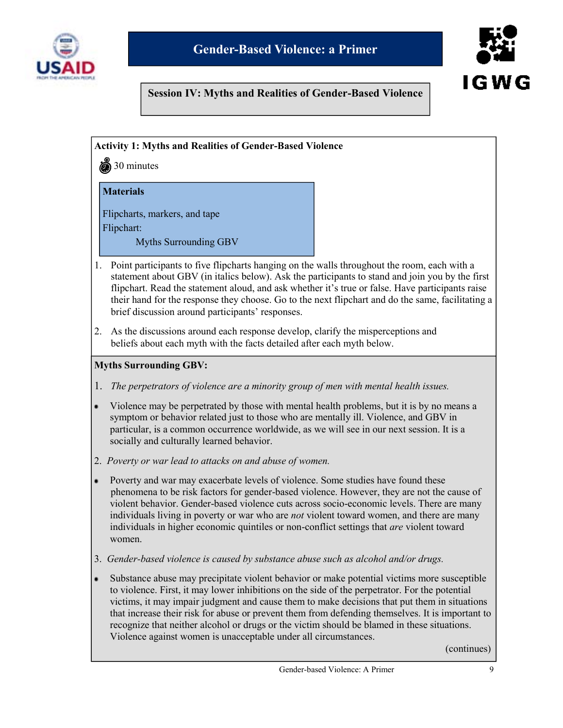# Gender-Based Violence: a Primer

## Session IV: Myths and Realities of Gender-Based Violence

### Activity 1: Myths and Realities of Gender-Based Violence

30 minutes

**Materials**

Flipcharts, markers, and tape

Flipchart:

Myths Surrounding GBV

1. Point participants to five flipcharts hanging on the walls throughout the room, each with a statement about GBV (in italics below). Ask the participants to stand and join you by the first flipchart. Read the statement aloud, and ask whether it's true or false. Have participants raise their hand for the response they choose. Go to the next flipchart and do the same, facilitating a brief discussion around participants' responses.
2. As the discussions around each response develop, clarify the misperceptions and beliefs about each myth with the facts detailed after each myth below.

**Myths Surrounding GBV:**

1. *The perpetrators of violence are a minority group of men with mental health issues.*

- Violence may be perpetrated by those with mental health problems, but it is by no means a symptom or behavior related just to those who are mentally ill. Violence, and GBV in particular, is a common occurrence worldwide, as we will see in our next session. It is a socially and culturally learned behavior.

2. *Poverty or war lead to attacks on and abuse of women.*

- Poverty and war may exacerbate levels of violence. Some studies have found these phenomena to be risk factors for gender-based violence. However, they are not the cause of violent behavior. Gender-based violence cuts across socio-economic levels. There are many individuals living in poverty or war who are *not* violent toward women, and there are many individuals in higher economic quintiles or non-conflict settings that *are* violent toward women.

3. *Gender-based violence is caused by substance abuse such as alcohol and/or drugs.*

- Substance abuse may precipitate violent behavior or make potential victims more susceptible to violence. First, it may lower inhibitions on the side of the perpetrator. For the potential victims, it may impair judgment and cause them to make decisions that put them in situations that increase their risk for abuse or prevent them from defending themselves. It is important to recognize that neither alcohol or drugs or the victim should be blamed in these situations. Violence against women is unacceptable under all circumstances.

(continues)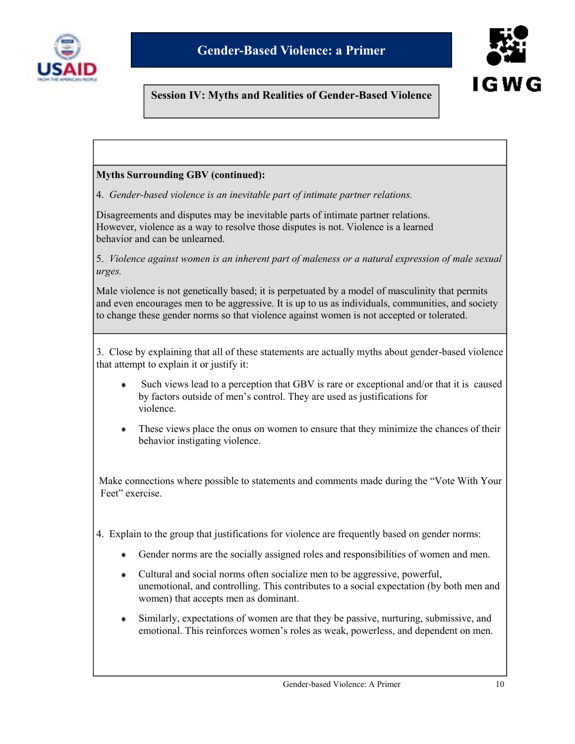# Gender-Based Violence: a Primer

## Session IV: Myths and Realities of Gender-Based Violence

**Myths Surrounding GBV (continued):**

4. *Gender-based violence is an inevitable part of intimate partner relations.*

Disagreements and disputes may be inevitable parts of intimate partner relations. However, violence as a way to resolve those disputes is not. Violence is a learned behavior and can be unlearned.

5. *Violence against women is an inherent part of maleness or a natural expression of male sexual urges.*

Male violence is not genetically based; it is perpetuated by a model of masculinity that permits and even encourages men to be aggressive. It is up to us as individuals, communities, and society to change these gender norms so that violence against women is not accepted or tolerated.

3. Close by explaining that all of these statements are actually myths about gender-based violence that attempt to explain it or justify it:

- Such views lead to a perception that GBV is rare or exceptional and/or that it is caused by factors outside of men's control. They are used as justifications for violence.
- These views place the onus on women to ensure that they minimize the chances of their behavior instigating violence.

Make connections where possible to statements and comments made during the "Vote With Your Feet" exercise.

4. Explain to the group that justifications for violence are frequently based on gender norms:

- Gender norms are the socially assigned roles and responsibilities of women and men.
- Cultural and social norms often socialize men to be aggressive, powerful, unemotional, and controlling. This contributes to a social expectation (by both men and women) that accepts men as dominant.
- Similarly, expectations of women are that they be passive, nurturing, submissive, and emotional. This reinforces women's roles as weak, powerless, and dependent on men.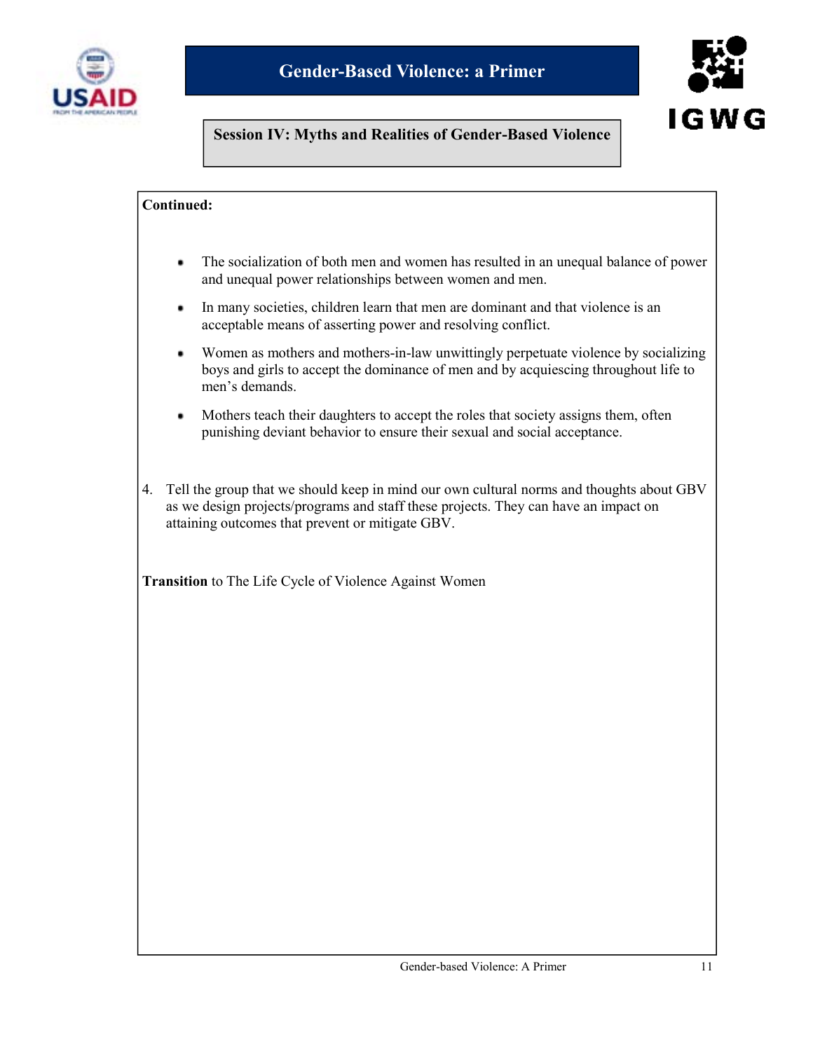## Session IV: Myths and Realities of Gender-Based Violence

**Continued:**

- The socialization of both men and women has resulted in an unequal balance of power and unequal power relationships between women and men.
- In many societies, children learn that men are dominant and that violence is an acceptable means of asserting power and resolving conflict.
- Women as mothers and mothers-in-law unwittingly perpetuate violence by socializing boys and girls to accept the dominance of men and by acquiescing throughout life to men's demands.
- Mothers teach their daughters to accept the roles that society assigns them, often punishing deviant behavior to ensure their sexual and social acceptance.

4. Tell the group that we should keep in mind our own cultural norms and thoughts about GBV as we design projects/programs and staff these projects. They can have an impact on attaining outcomes that prevent or mitigate GBV.

**Transition** to The Life Cycle of Violence Against Women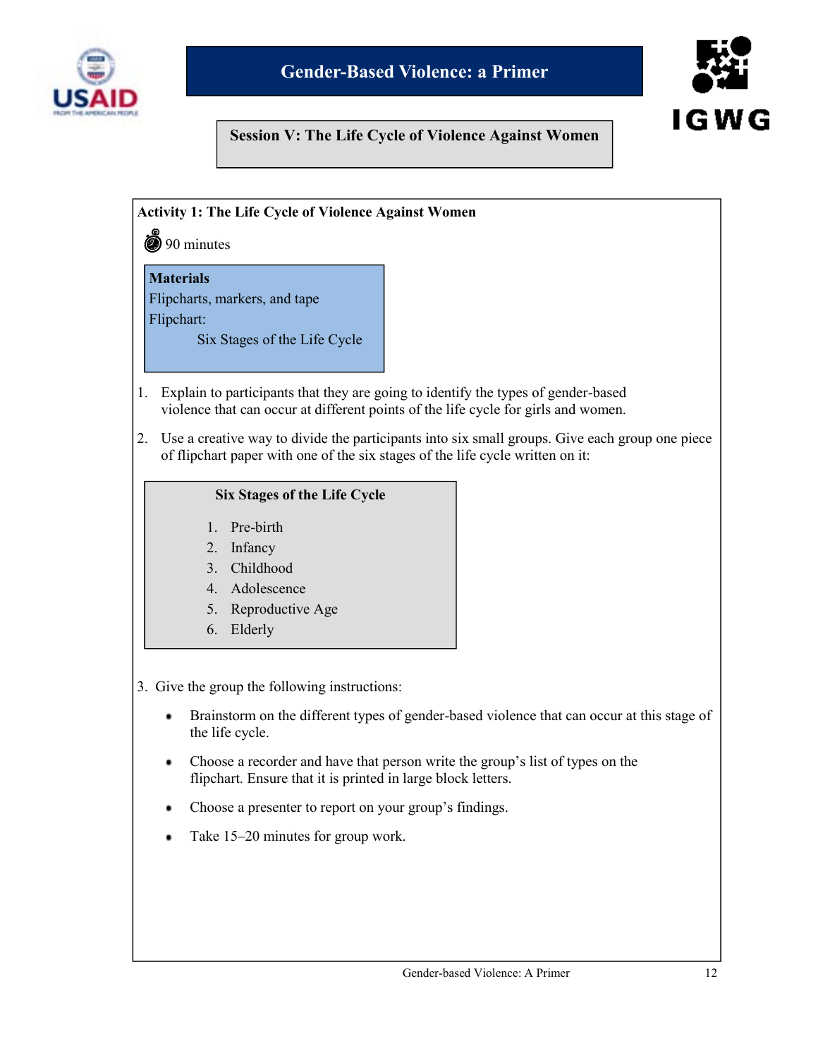# Gender-Based Violence: a Primer

## Session V: The Life Cycle of Violence Against Women

### Activity 1: The Life Cycle of Violence Against Women

90 minutes

**Materials**
Flipcharts, markers, and tape
Flipchart:
Six Stages of the Life Cycle

1. Explain to participants that they are going to identify the types of gender-based violence that can occur at different points of the life cycle for girls and women.

2. Use a creative way to divide the participants into six small groups. Give each group one piece of flipchart paper with one of the six stages of the life cycle written on it:

**Six Stages of the Life Cycle**

1. Pre-birth
2. Infancy
3. Childhood
4. Adolescence
5. Reproductive Age
6. Elderly

3. Give the group the following instructions:

- Brainstorm on the different types of gender-based violence that can occur at this stage of the life cycle.
- Choose a recorder and have that person write the group's list of types on the flipchart. Ensure that it is printed in large block letters.
- Choose a presenter to report on your group's findings.
- Take 15–20 minutes for group work.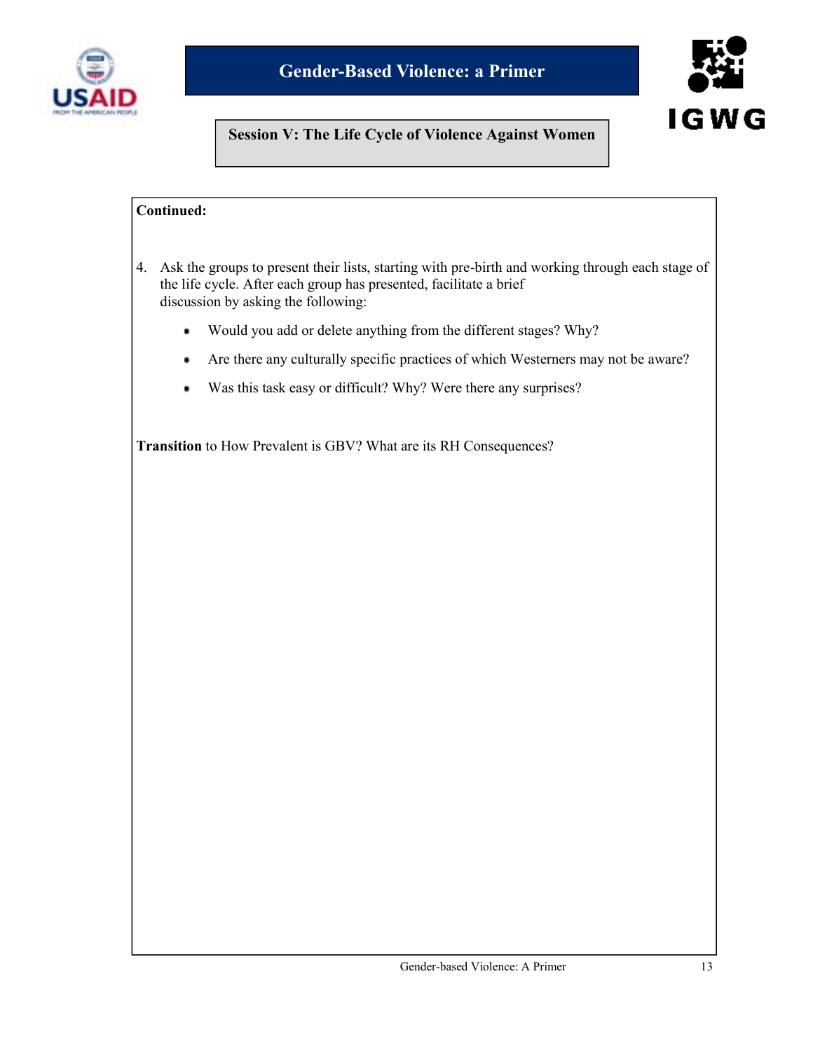## Session V: The Life Cycle of Violence Against Women

**Continued:**

4. Ask the groups to present their lists, starting with pre-birth and working through each stage of the life cycle. After each group has presented, facilitate a brief discussion by asking the following:

   - Would you add or delete anything from the different stages? Why?
   - Are there any culturally specific practices of which Westerners may not be aware?
   - Was this task easy or difficult? Why? Were there any surprises?

**Transition** to How Prevalent is GBV? What are its RH Consequences?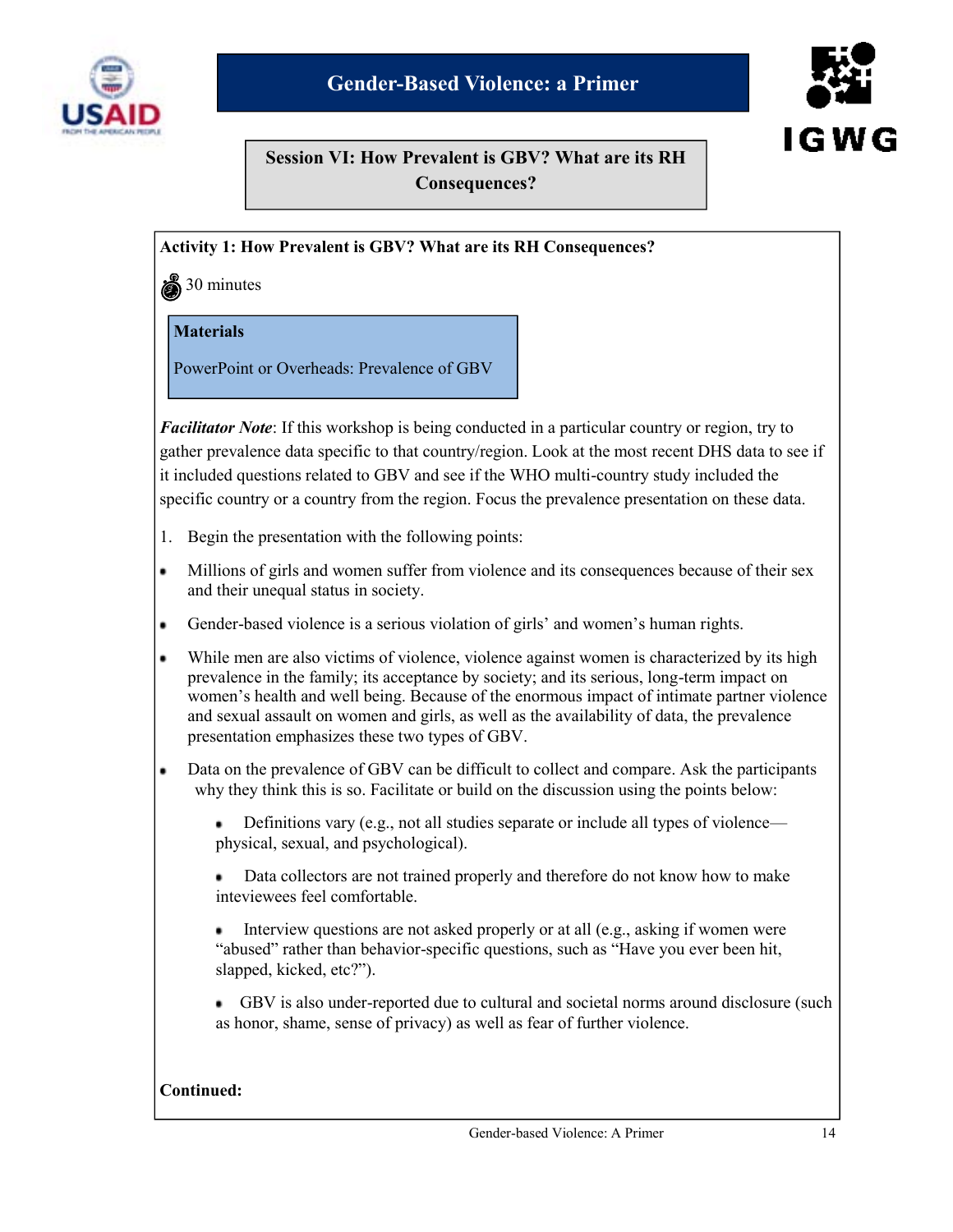# Gender-Based Violence: a Primer

## Session VI: How Prevalent is GBV? What are its RH Consequences?

**Activity 1: How Prevalent is GBV? What are its RH Consequences?**

30 minutes

**Materials**

PowerPoint or Overheads: Prevalence of GBV

***Facilitator Note***: If this workshop is being conducted in a particular country or region, try to gather prevalence data specific to that country/region. Look at the most recent DHS data to see if it included questions related to GBV and see if the WHO multi-country study included the specific country or a country from the region. Focus the prevalence presentation on these data.

1. Begin the presentation with the following points:

- Millions of girls and women suffer from violence and its consequences because of their sex and their unequal status in society.
- Gender-based violence is a serious violation of girls' and women's human rights.
- While men are also victims of violence, violence against women is characterized by its high prevalence in the family; its acceptance by society; and its serious, long-term impact on women's health and well being. Because of the enormous impact of intimate partner violence and sexual assault on women and girls, as well as the availability of data, the prevalence presentation emphasizes these two types of GBV.
- Data on the prevalence of GBV can be difficult to collect and compare. Ask the participants why they think this is so. Facilitate or build on the discussion using the points below:
  - Definitions vary (e.g., not all studies separate or include all types of violence—physical, sexual, and psychological).
  - Data collectors are not trained properly and therefore do not know how to make inteviewees feel comfortable.
  - Interview questions are not asked properly or at all (e.g., asking if women were "abused" rather than behavior-specific questions, such as "Have you ever been hit, slapped, kicked, etc?").
  - GBV is also under-reported due to cultural and societal norms around disclosure (such as honor, shame, sense of privacy) as well as fear of further violence.

**Continued:**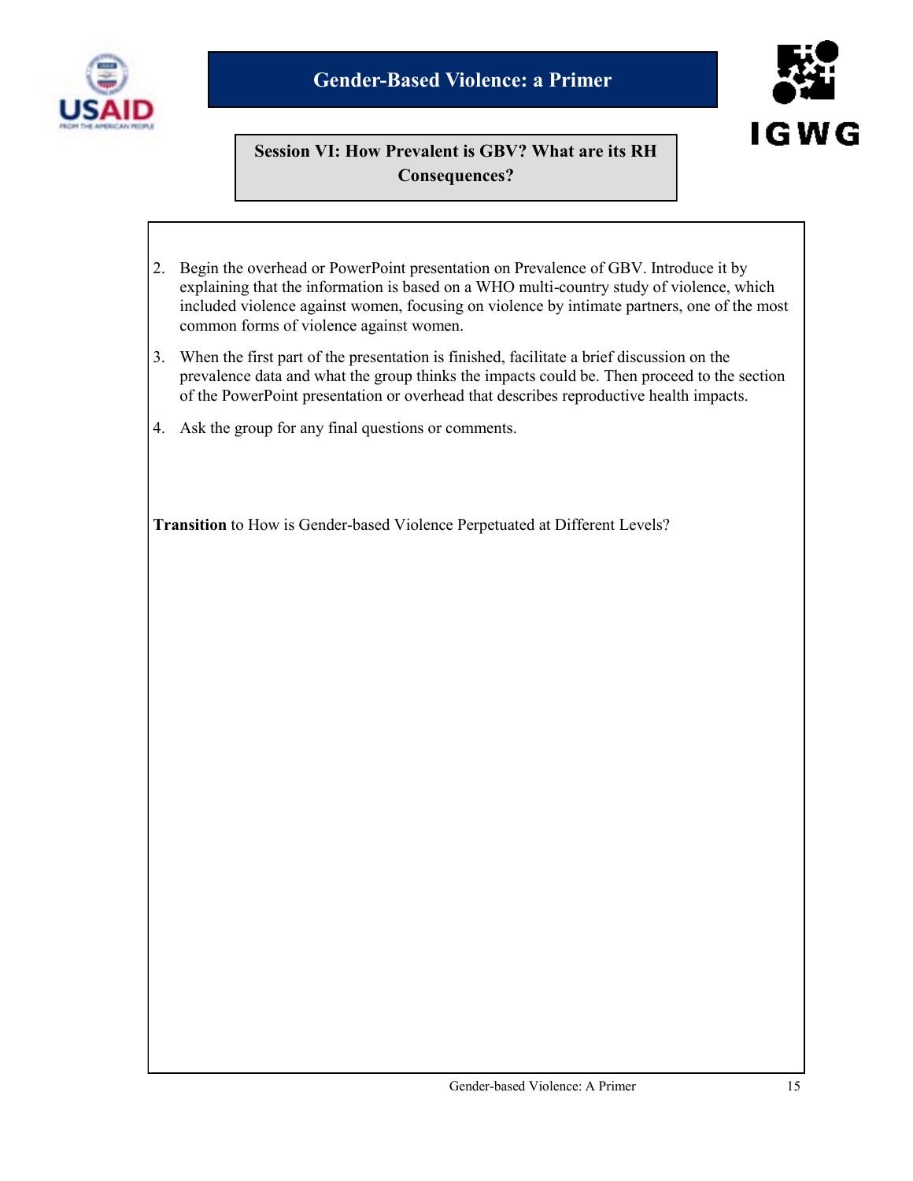## Session VI: How Prevalent is GBV? What are its RH Consequences?

2. Begin the overhead or PowerPoint presentation on Prevalence of GBV. Introduce it by explaining that the information is based on a WHO multi-country study of violence, which included violence against women, focusing on violence by intimate partners, one of the most common forms of violence against women.
3. When the first part of the presentation is finished, facilitate a brief discussion on the prevalence data and what the group thinks the impacts could be. Then proceed to the section of the PowerPoint presentation or overhead that describes reproductive health impacts.
4. Ask the group for any final questions or comments.

**Transition** to How is Gender-based Violence Perpetuated at Different Levels?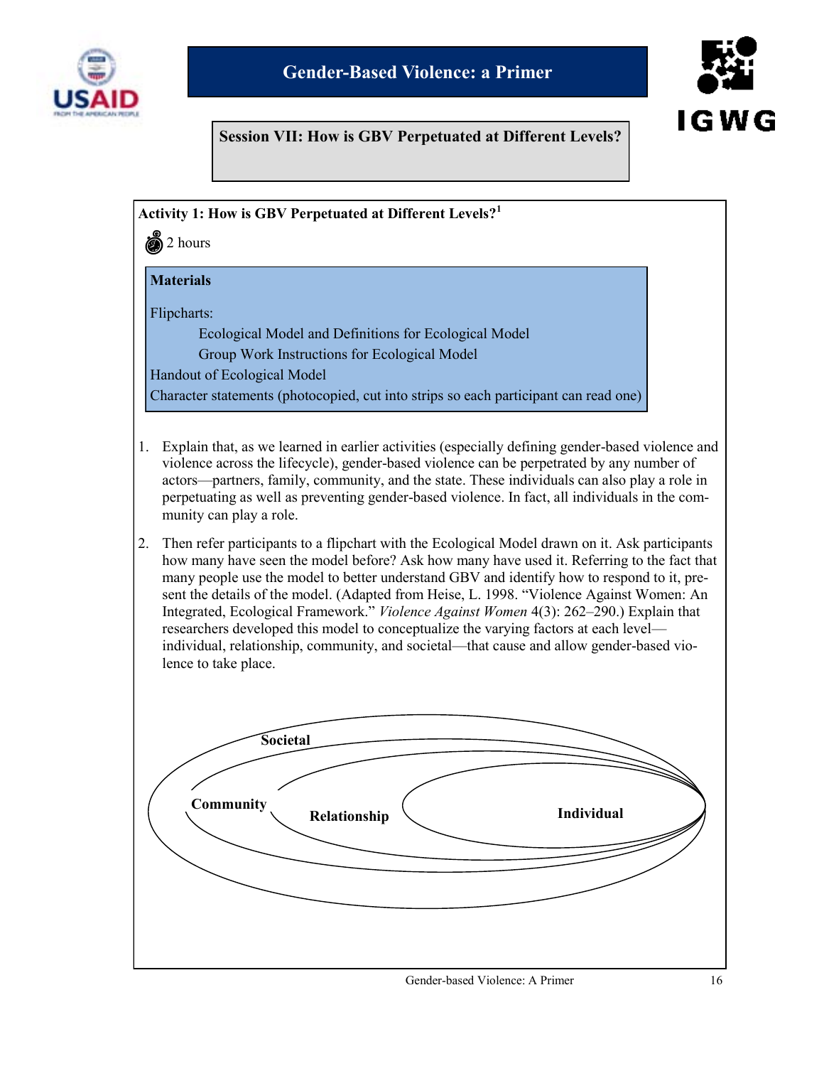# Gender-Based Violence: a Primer

## Session VII: How is GBV Perpetuated at Different Levels?

### Activity 1: How is GBV Perpetuated at Different Levels?[1]

2 hours

**Materials**

Flipcharts:

- Ecological Model and Definitions for Ecological Model
- Group Work Instructions for Ecological Model

Handout of Ecological Model

Character statements (photocopied, cut into strips so each participant can read one)

1. Explain that, as we learned in earlier activities (especially defining gender-based violence and violence across the lifecycle), gender-based violence can be perpetrated by any number of actors—partners, family, community, and the state. These individuals can also play a role in perpetuating as well as preventing gender-based violence. In fact, all individuals in the community can play a role.

2. Then refer participants to a flipchart with the Ecological Model drawn on it. Ask participants how many have seen the model before? Ask how many have used it. Referring to the fact that many people use the model to better understand GBV and identify how to respond to it, present the details of the model. (Adapted from Heise, L. 1998. "Violence Against Women: An Integrated, Ecological Framework." *Violence Against Women* 4(3): 262–290.) Explain that researchers developed this model to conceptualize the varying factors at each level—individual, relationship, community, and societal—that cause and allow gender-based violence to take place.

Societal

Community

Relationship

Individual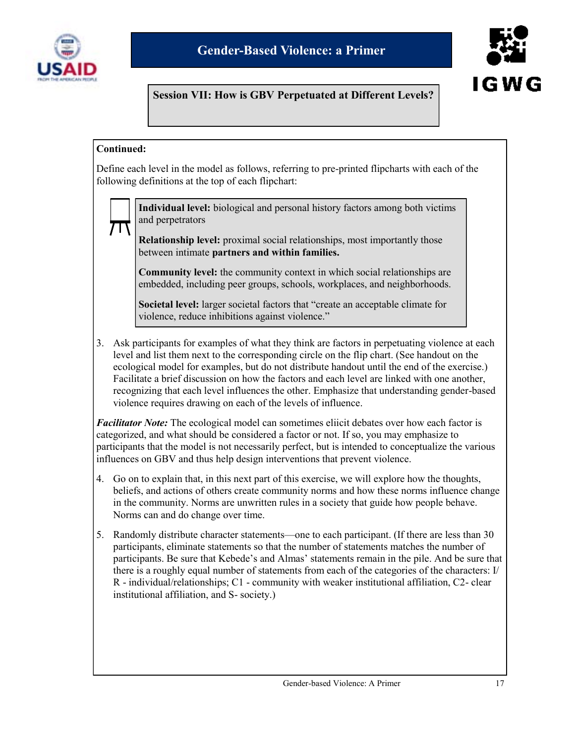## Session VII: How is GBV Perpetuated at Different Levels?

**Continued:**

Define each level in the model as follows, referring to pre-printed flipcharts with each of the following definitions at the top of each flipchart:

> **Individual level:** biological and personal history factors among both victims and perpetrators
>
> **Relationship level:** proximal social relationships, most importantly those between intimate **partners and within families.**
>
> **Community level:** the community context in which social relationships are embedded, including peer groups, schools, workplaces, and neighborhoods.
>
> **Societal level:** larger societal factors that "create an acceptable climate for violence, reduce inhibitions against violence."

3. Ask participants for examples of what they think are factors in perpetuating violence at each level and list them next to the corresponding circle on the flip chart. (See handout on the ecological model for examples, but do not distribute handout until the end of the exercise.) Facilitate a brief discussion on how the factors and each level are linked with one another, recognizing that each level influences the other. Emphasize that understanding gender-based violence requires drawing on each of the levels of influence.

***Facilitator Note:*** The ecological model can sometimes eliicit debates over how each factor is categorized, and what should be considered a factor or not. If so, you may emphasize to participants that the model is not necessarily perfect, but is intended to conceptualize the various influences on GBV and thus help design interventions that prevent violence.

4. Go on to explain that, in this next part of this exercise, we will explore how the thoughts, beliefs, and actions of others create community norms and how these norms influence change in the community. Norms are unwritten rules in a society that guide how people behave. Norms can and do change over time.

5. Randomly distribute character statements—one to each participant. (If there are less than 30 participants, eliminate statements so that the number of statements matches the number of participants. Be sure that Kebede's and Almas' statements remain in the pile. And be sure that there is a roughly equal number of statements from each of the categories of the characters: I/R - individual/relationships; C1 - community with weaker institutional affiliation, C2- clear institutional affiliation, and S- society.)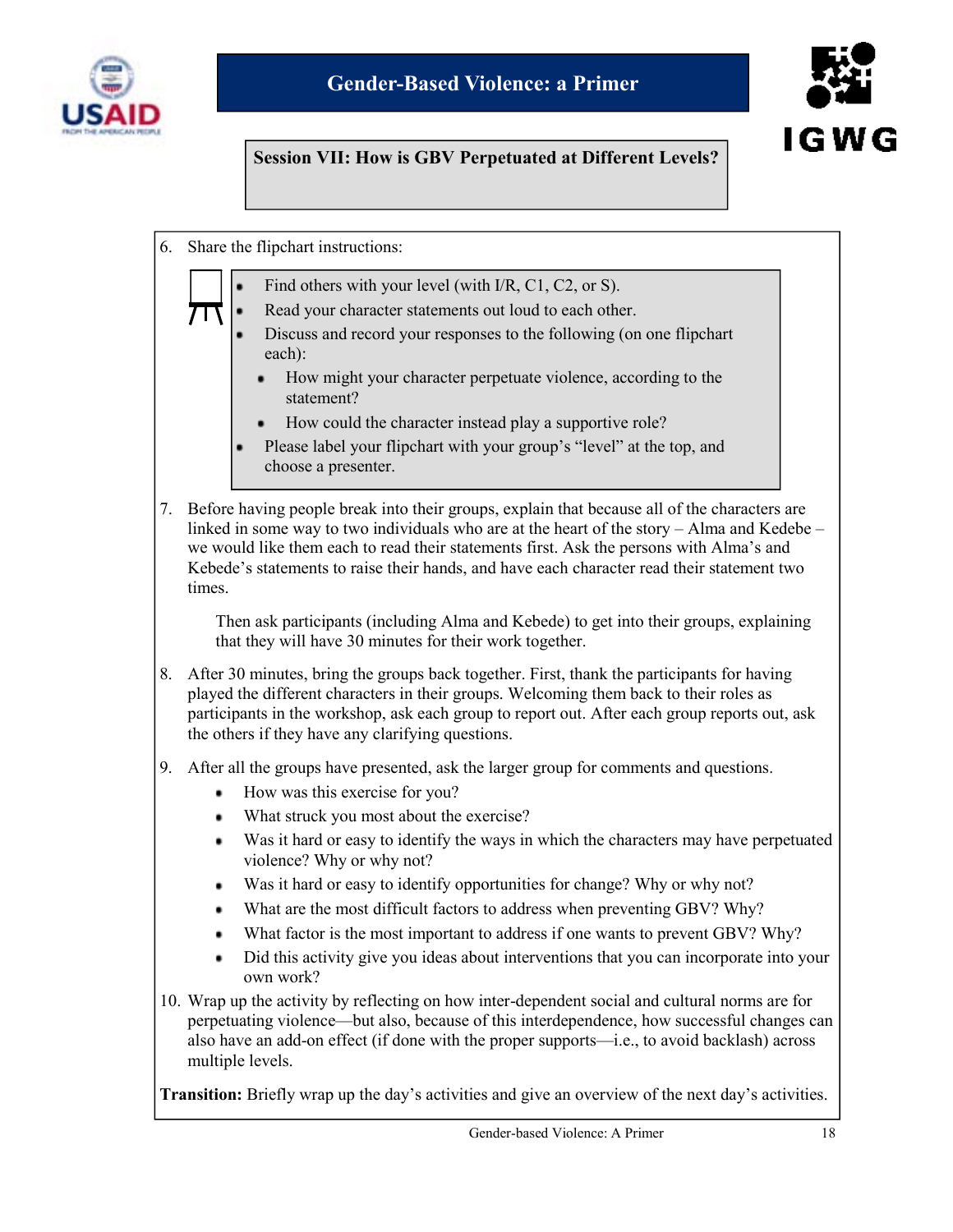## Session VII: How is GBV Perpetuated at Different Levels?

6. Share the flipchart instructions:

   - Find others with your level (with I/R, C1, C2, or S).
   - Read your character statements out loud to each other.
   - Discuss and record your responses to the following (on one flipchart each):
     - How might your character perpetuate violence, according to the statement?
     - How could the character instead play a supportive role?
   - Please label your flipchart with your group's "level" at the top, and choose a presenter.

7. Before having people break into their groups, explain that because all of the characters are linked in some way to two individuals who are at the heart of the story – Alma and Kedebe – we would like them each to read their statements first. Ask the persons with Alma's and Kebede's statements to raise their hands, and have each character read their statement two times.

   Then ask participants (including Alma and Kebede) to get into their groups, explaining that they will have 30 minutes for their work together.

8. After 30 minutes, bring the groups back together. First, thank the participants for having played the different characters in their groups. Welcoming them back to their roles as participants in the workshop, ask each group to report out. After each group reports out, ask the others if they have any clarifying questions.

9. After all the groups have presented, ask the larger group for comments and questions.
   - How was this exercise for you?
   - What struck you most about the exercise?
   - Was it hard or easy to identify the ways in which the characters may have perpetuated violence? Why or why not?
   - Was it hard or easy to identify opportunities for change? Why or why not?
   - What are the most difficult factors to address when preventing GBV? Why?
   - What factor is the most important to address if one wants to prevent GBV? Why?
   - Did this activity give you ideas about interventions that you can incorporate into your own work?

10. Wrap up the activity by reflecting on how inter-dependent social and cultural norms are for perpetuating violence—but also, because of this interdependence, how successful changes can also have an add-on effect (if done with the proper supports—i.e., to avoid backlash) across multiple levels.

**Transition:** Briefly wrap up the day's activities and give an overview of the next day's activities.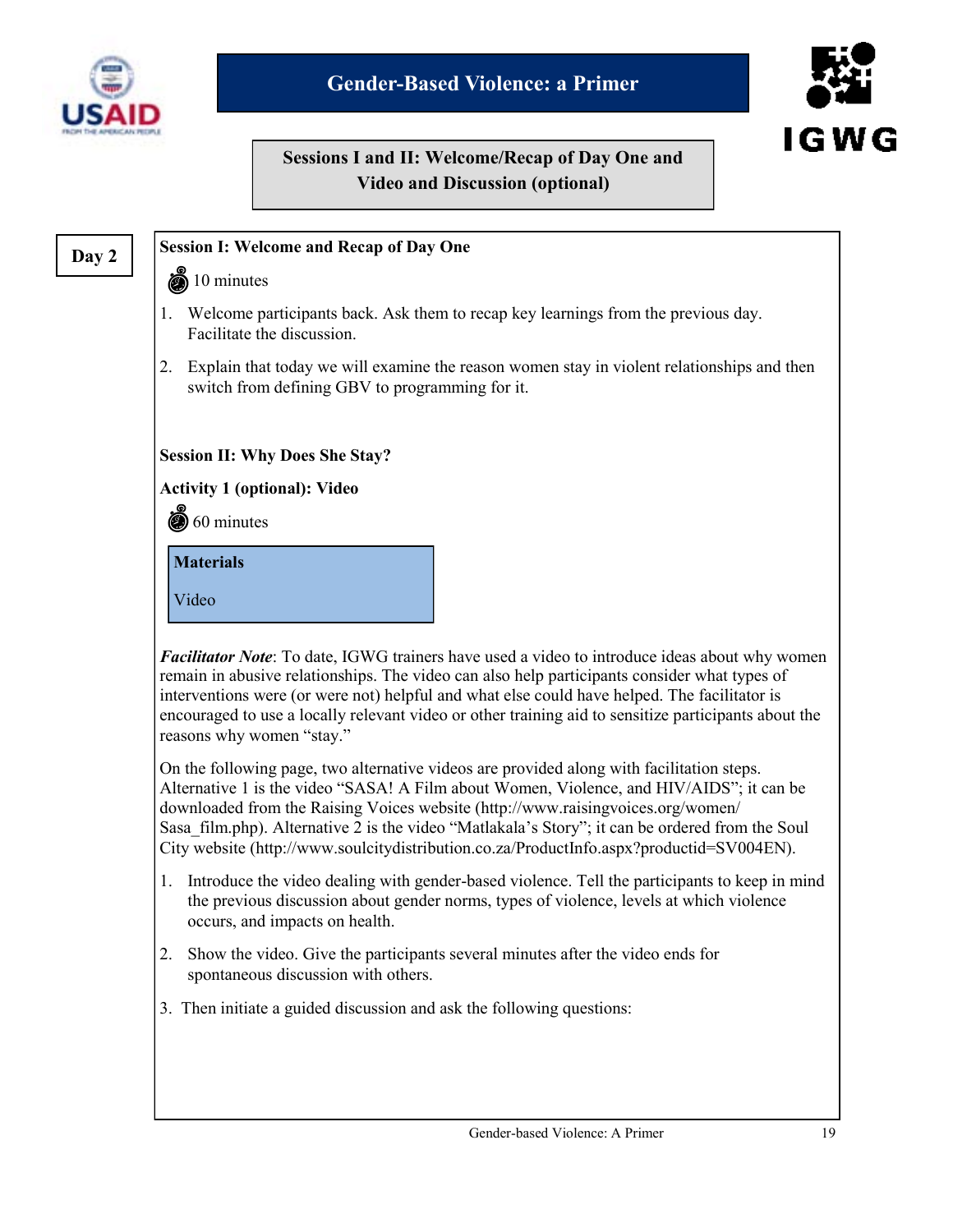# Gender-Based Violence: a Primer

## Sessions I and II: Welcome/Recap of Day One and Video and Discussion (optional)

**Day 2**

### Session I: Welcome and Recap of Day One

10 minutes

1. Welcome participants back. Ask them to recap key learnings from the previous day. Facilitate the discussion.
2. Explain that today we will examine the reason women stay in violent relationships and then switch from defining GBV to programming for it.

### Session II: Why Does She Stay?

**Activity 1 (optional): Video**

60 minutes

| **Materials** |
| --- |
| Video |

***Facilitator Note***: To date, IGWG trainers have used a video to introduce ideas about why women remain in abusive relationships. The video can also help participants consider what types of interventions were (or were not) helpful and what else could have helped. The facilitator is encouraged to use a locally relevant video or other training aid to sensitize participants about the reasons why women "stay."

On the following page, two alternative videos are provided along with facilitation steps. Alternative 1 is the video "SASA! A Film about Women, Violence, and HIV/AIDS"; it can be downloaded from the Raising Voices website (http://www.raisingvoices.org/women/Sasa_film.php). Alternative 2 is the video "Matlakala's Story"; it can be ordered from the Soul City website (http://www.soulcitydistribution.co.za/ProductInfo.aspx?productid=SV004EN).

1. Introduce the video dealing with gender-based violence. Tell the participants to keep in mind the previous discussion about gender norms, types of violence, levels at which violence occurs, and impacts on health.
2. Show the video. Give the participants several minutes after the video ends for spontaneous discussion with others.
3. Then initiate a guided discussion and ask the following questions: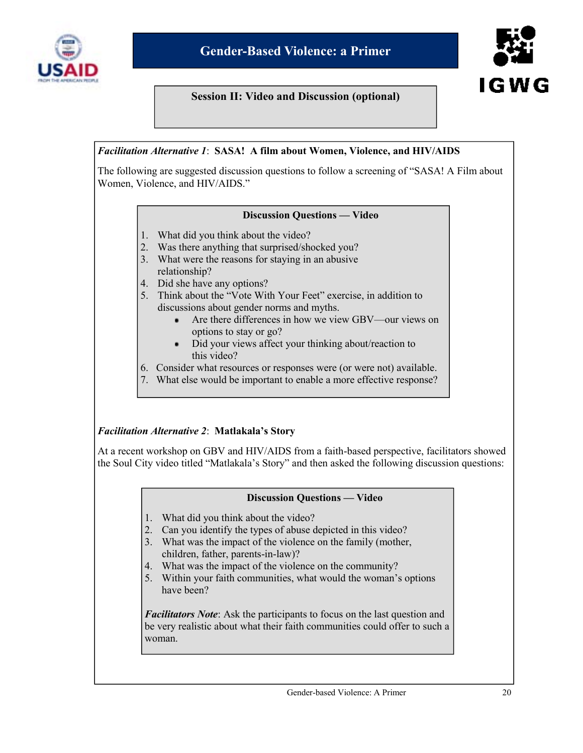# Gender-Based Violence: a Primer

## Session II: Video and Discussion (optional)

***Facilitation Alternative 1*: SASA! A film about Women, Violence, and HIV/AIDS**

The following are suggested discussion questions to follow a screening of "SASA! A Film about Women, Violence, and HIV/AIDS."

**Discussion Questions — Video**

1. What did you think about the video?
2. Was there anything that surprised/shocked you?
3. What were the reasons for staying in an abusive relationship?
4. Did she have any options?
5. Think about the "Vote With Your Feet" exercise, in addition to discussions about gender norms and myths.
   - Are there differences in how we view GBV—our views on options to stay or go?
   - Did your views affect your thinking about/reaction to this video?
6. Consider what resources or responses were (or were not) available.
7. What else would be important to enable a more effective response?

***Facilitation Alternative 2*: Matlakala's Story**

At a recent workshop on GBV and HIV/AIDS from a faith-based perspective, facilitators showed the Soul City video titled "Matlakala's Story" and then asked the following discussion questions:

**Discussion Questions — Video**

1. What did you think about the video?
2. Can you identify the types of abuse depicted in this video?
3. What was the impact of the violence on the family (mother, children, father, parents-in-law)?
4. What was the impact of the violence on the community?
5. Within your faith communities, what would the woman's options have been?

***Facilitators Note***: Ask the participants to focus on the last question and be very realistic about what their faith communities could offer to such a woman.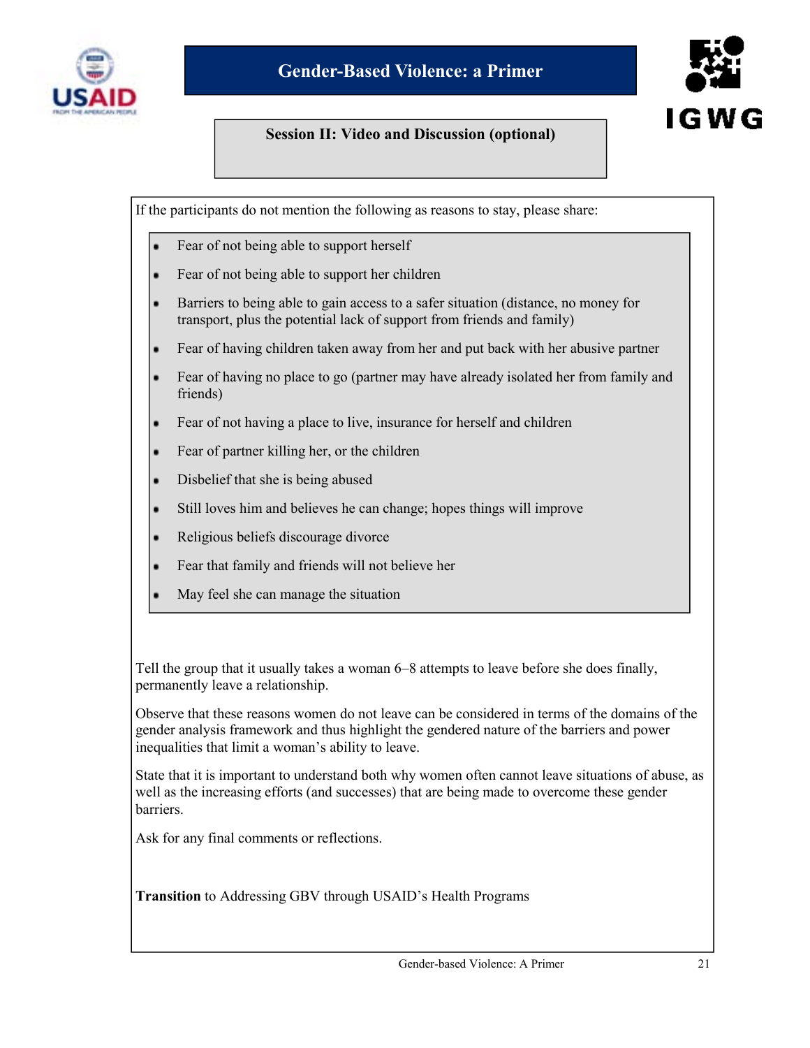Session II: Video and Discussion (optional)

If the participants do not mention the following as reasons to stay, please share:

- Fear of not being able to support herself
- Fear of not being able to support her children
- Barriers to being able to gain access to a safer situation (distance, no money for transport, plus the potential lack of support from friends and family)
- Fear of having children taken away from her and put back with her abusive partner
- Fear of having no place to go (partner may have already isolated her from family and friends)
- Fear of not having a place to live, insurance for herself and children
- Fear of partner killing her, or the children
- Disbelief that she is being abused
- Still loves him and believes he can change; hopes things will improve
- Religious beliefs discourage divorce
- Fear that family and friends will not believe her
- May feel she can manage the situation

Tell the group that it usually takes a woman 6–8 attempts to leave before she does finally, permanently leave a relationship.

Observe that these reasons women do not leave can be considered in terms of the domains of the gender analysis framework and thus highlight the gendered nature of the barriers and power inequalities that limit a woman's ability to leave.

State that it is important to understand both why women often cannot leave situations of abuse, as well as the increasing efforts (and successes) that are being made to overcome these gender barriers.

Ask for any final comments or reflections.

**Transition** to Addressing GBV through USAID's Health Programs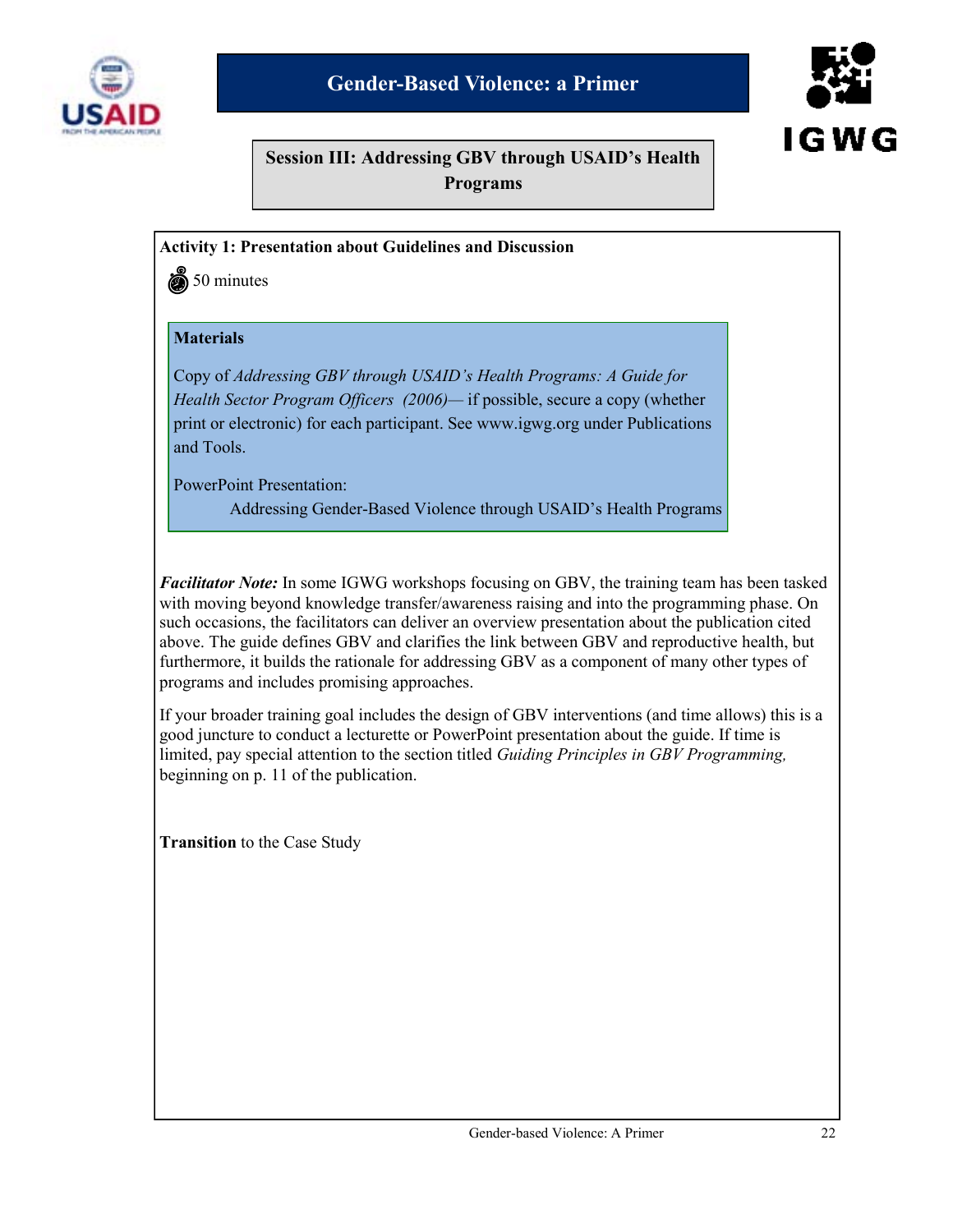## Session III: Addressing GBV through USAID's Health Programs

**Activity 1: Presentation about Guidelines and Discussion**

50 minutes

**Materials**

Copy of *Addressing GBV through USAID's Health Programs: A Guide for Health Sector Program Officers (2006)*— if possible, secure a copy (whether print or electronic) for each participant. See www.igwg.org under Publications and Tools.

PowerPoint Presentation:
Addressing Gender-Based Violence through USAID's Health Programs

***Facilitator Note:*** In some IGWG workshops focusing on GBV, the training team has been tasked with moving beyond knowledge transfer/awareness raising and into the programming phase. On such occasions, the facilitators can deliver an overview presentation about the publication cited above. The guide defines GBV and clarifies the link between GBV and reproductive health, but furthermore, it builds the rationale for addressing GBV as a component of many other types of programs and includes promising approaches.

If your broader training goal includes the design of GBV interventions (and time allows) this is a good juncture to conduct a lecturette or PowerPoint presentation about the guide. If time is limited, pay special attention to the section titled *Guiding Principles in GBV Programming,* beginning on p. 11 of the publication.

**Transition** to the Case Study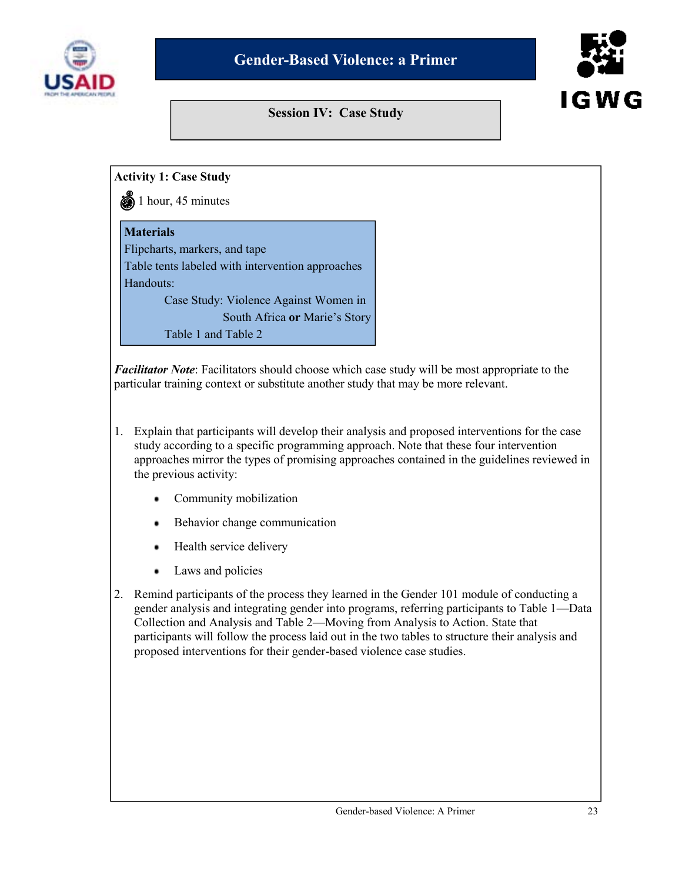# Gender-Based Violence: a Primer

## Session IV: Case Study

### Activity 1: Case Study

1 hour, 45 minutes

**Materials**

Flipcharts, markers, and tape

Table tents labeled with intervention approaches

Handouts:

Case Study: Violence Against Women in South Africa **or** Marie's Story

Table 1 and Table 2

***Facilitator Note***: Facilitators should choose which case study will be most appropriate to the particular training context or substitute another study that may be more relevant.

1. Explain that participants will develop their analysis and proposed interventions for the case study according to a specific programming approach. Note that these four intervention approaches mirror the types of promising approaches contained in the guidelines reviewed in the previous activity:
   - Community mobilization
   - Behavior change communication
   - Health service delivery
   - Laws and policies
2. Remind participants of the process they learned in the Gender 101 module of conducting a gender analysis and integrating gender into programs, referring participants to Table 1—Data Collection and Analysis and Table 2—Moving from Analysis to Action. State that participants will follow the process laid out in the two tables to structure their analysis and proposed interventions for their gender-based violence case studies.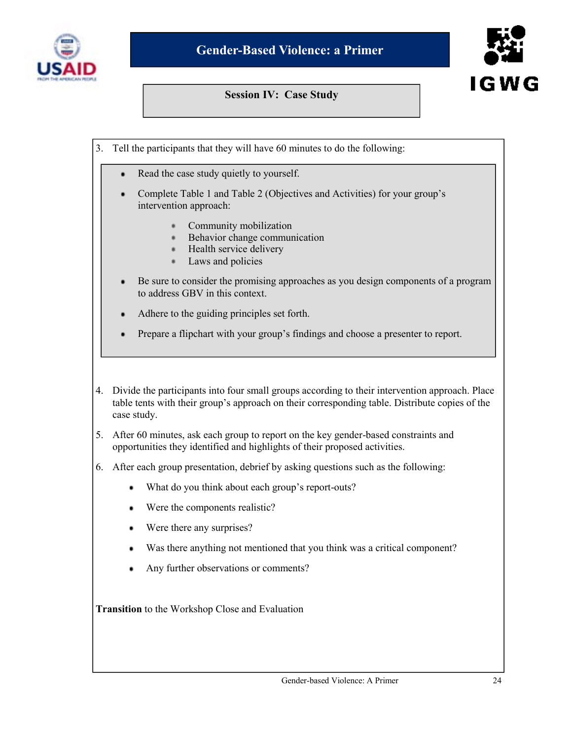# Gender-Based Violence: a Primer

## Session IV: Case Study

3. Tell the participants that they will have 60 minutes to do the following:

   - Read the case study quietly to yourself.
   - Complete Table 1 and Table 2 (Objectives and Activities) for your group's intervention approach:
     - Community mobilization
     - Behavior change communication
     - Health service delivery
     - Laws and policies
   - Be sure to consider the promising approaches as you design components of a program to address GBV in this context.
   - Adhere to the guiding principles set forth.
   - Prepare a flipchart with your group's findings and choose a presenter to report.

4. Divide the participants into four small groups according to their intervention approach. Place table tents with their group's approach on their corresponding table. Distribute copies of the case study.

5. After 60 minutes, ask each group to report on the key gender-based constraints and opportunities they identified and highlights of their proposed activities.

6. After each group presentation, debrief by asking questions such as the following:

   - What do you think about each group's report-outs?
   - Were the components realistic?
   - Were there any surprises?
   - Was there anything not mentioned that you think was a critical component?
   - Any further observations or comments?

**Transition** to the Workshop Close and Evaluation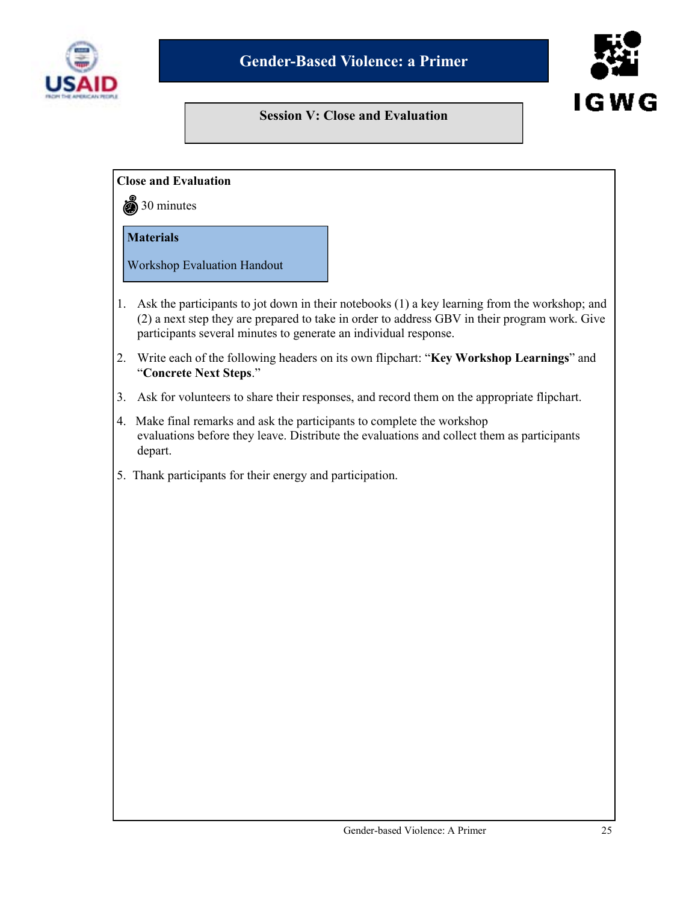# Gender-Based Violence: a Primer

## Session V: Close and Evaluation

**Close and Evaluation**

30 minutes

**Materials**

Workshop Evaluation Handout

1. Ask the participants to jot down in their notebooks (1) a key learning from the workshop; and (2) a next step they are prepared to take in order to address GBV in their program work. Give participants several minutes to generate an individual response.
2. Write each of the following headers on its own flipchart: "**Key Workshop Learnings**" and "**Concrete Next Steps**."
3. Ask for volunteers to share their responses, and record them on the appropriate flipchart.
4. Make final remarks and ask the participants to complete the workshop evaluations before they leave. Distribute the evaluations and collect them as participants depart.
5. Thank participants for their energy and participation.